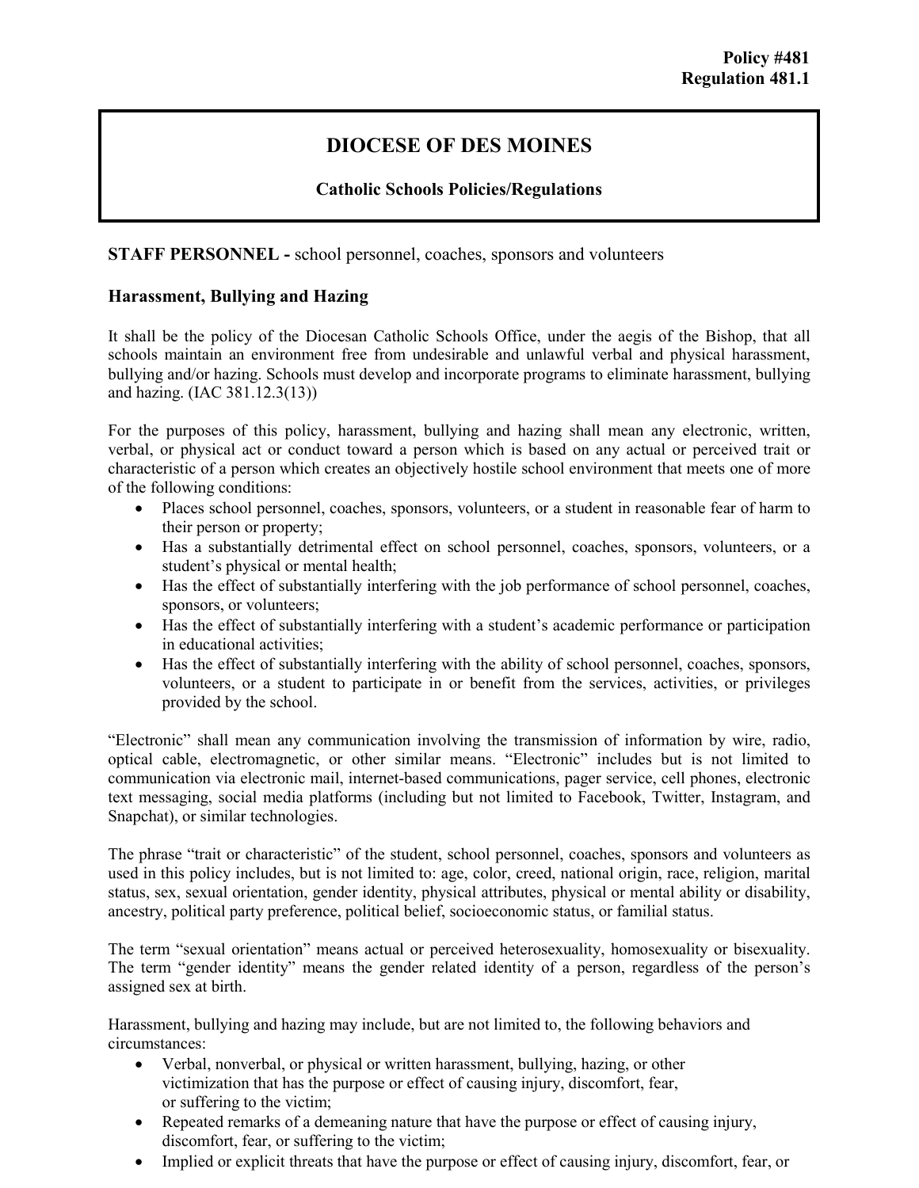**Policy #481**
**Regulation 481.1**

# DIOCESE OF DES MOINES

**Catholic Schools Policies/Regulations**

**STAFF PERSONNEL -** school personnel, coaches, sponsors and volunteers

## Harassment, Bullying and Hazing

It shall be the policy of the Diocesan Catholic Schools Office, under the aegis of the Bishop, that all schools maintain an environment free from undesirable and unlawful verbal and physical harassment, bullying and/or hazing. Schools must develop and incorporate programs to eliminate harassment, bullying and hazing. (IAC 381.12.3(13))

For the purposes of this policy, harassment, bullying and hazing shall mean any electronic, written, verbal, or physical act or conduct toward a person which is based on any actual or perceived trait or characteristic of a person which creates an objectively hostile school environment that meets one of more of the following conditions:

- Places school personnel, coaches, sponsors, volunteers, or a student in reasonable fear of harm to their person or property;
- Has a substantially detrimental effect on school personnel, coaches, sponsors, volunteers, or a student's physical or mental health;
- Has the effect of substantially interfering with the job performance of school personnel, coaches, sponsors, or volunteers;
- Has the effect of substantially interfering with a student's academic performance or participation in educational activities;
- Has the effect of substantially interfering with the ability of school personnel, coaches, sponsors, volunteers, or a student to participate in or benefit from the services, activities, or privileges provided by the school.

"Electronic" shall mean any communication involving the transmission of information by wire, radio, optical cable, electromagnetic, or other similar means. "Electronic" includes but is not limited to communication via electronic mail, internet-based communications, pager service, cell phones, electronic text messaging, social media platforms (including but not limited to Facebook, Twitter, Instagram, and Snapchat), or similar technologies.

The phrase "trait or characteristic" of the student, school personnel, coaches, sponsors and volunteers as used in this policy includes, but is not limited to: age, color, creed, national origin, race, religion, marital status, sex, sexual orientation, gender identity, physical attributes, physical or mental ability or disability, ancestry, political party preference, political belief, socioeconomic status, or familial status.

The term "sexual orientation" means actual or perceived heterosexuality, homosexuality or bisexuality. The term "gender identity" means the gender related identity of a person, regardless of the person's assigned sex at birth.

Harassment, bullying and hazing may include, but are not limited to, the following behaviors and circumstances:

- Verbal, nonverbal, or physical or written harassment, bullying, hazing, or other victimization that has the purpose or effect of causing injury, discomfort, fear, or suffering to the victim;
- Repeated remarks of a demeaning nature that have the purpose or effect of causing injury, discomfort, fear, or suffering to the victim;
- Implied or explicit threats that have the purpose or effect of causing injury, discomfort, fear, or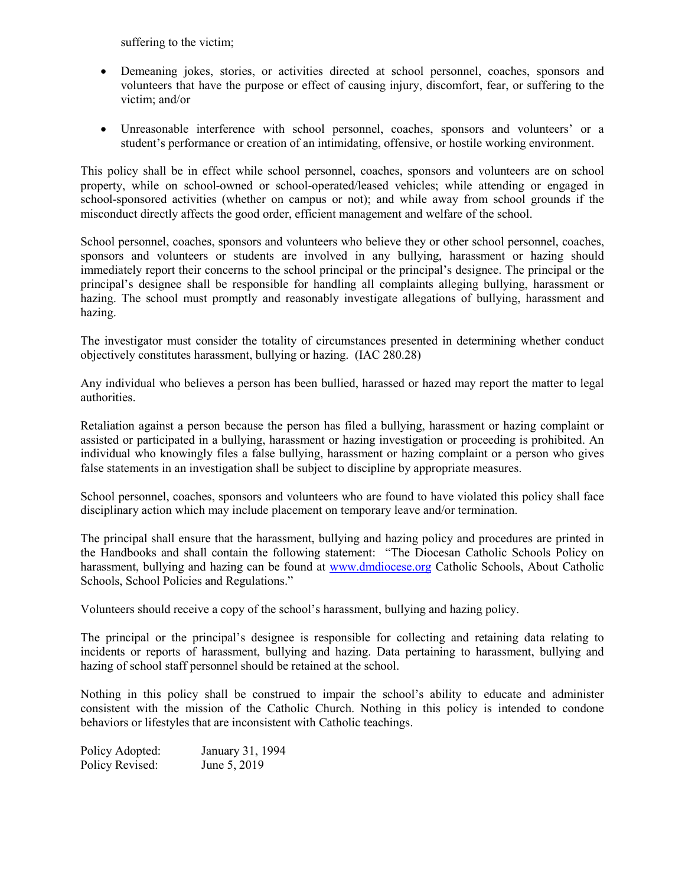suffering to the victim;

- Demeaning jokes, stories, or activities directed at school personnel, coaches, sponsors and volunteers that have the purpose or effect of causing injury, discomfort, fear, or suffering to the victim; and/or

- Unreasonable interference with school personnel, coaches, sponsors and volunteers' or a student's performance or creation of an intimidating, offensive, or hostile working environment.

This policy shall be in effect while school personnel, coaches, sponsors and volunteers are on school property, while on school-owned or school-operated/leased vehicles; while attending or engaged in school-sponsored activities (whether on campus or not); and while away from school grounds if the misconduct directly affects the good order, efficient management and welfare of the school.

School personnel, coaches, sponsors and volunteers who believe they or other school personnel, coaches, sponsors and volunteers or students are involved in any bullying, harassment or hazing should immediately report their concerns to the school principal or the principal's designee. The principal or the principal's designee shall be responsible for handling all complaints alleging bullying, harassment or hazing. The school must promptly and reasonably investigate allegations of bullying, harassment and hazing.

The investigator must consider the totality of circumstances presented in determining whether conduct objectively constitutes harassment, bullying or hazing. (IAC 280.28)

Any individual who believes a person has been bullied, harassed or hazed may report the matter to legal authorities.

Retaliation against a person because the person has filed a bullying, harassment or hazing complaint or assisted or participated in a bullying, harassment or hazing investigation or proceeding is prohibited. An individual who knowingly files a false bullying, harassment or hazing complaint or a person who gives false statements in an investigation shall be subject to discipline by appropriate measures.

School personnel, coaches, sponsors and volunteers who are found to have violated this policy shall face disciplinary action which may include placement on temporary leave and/or termination.

The principal shall ensure that the harassment, bullying and hazing policy and procedures are printed in the Handbooks and shall contain the following statement: "The Diocesan Catholic Schools Policy on harassment, bullying and hazing can be found at [www.dmdiocese.org](http://www.dmdiocese.org) Catholic Schools, About Catholic Schools, School Policies and Regulations."

Volunteers should receive a copy of the school's harassment, bullying and hazing policy.

The principal or the principal's designee is responsible for collecting and retaining data relating to incidents or reports of harassment, bullying and hazing. Data pertaining to harassment, bullying and hazing of school staff personnel should be retained at the school.

Nothing in this policy shall be construed to impair the school's ability to educate and administer consistent with the mission of the Catholic Church. Nothing in this policy is intended to condone behaviors or lifestyles that are inconsistent with Catholic teachings.

Policy Adopted: January 31, 1994
Policy Revised: June 5, 2019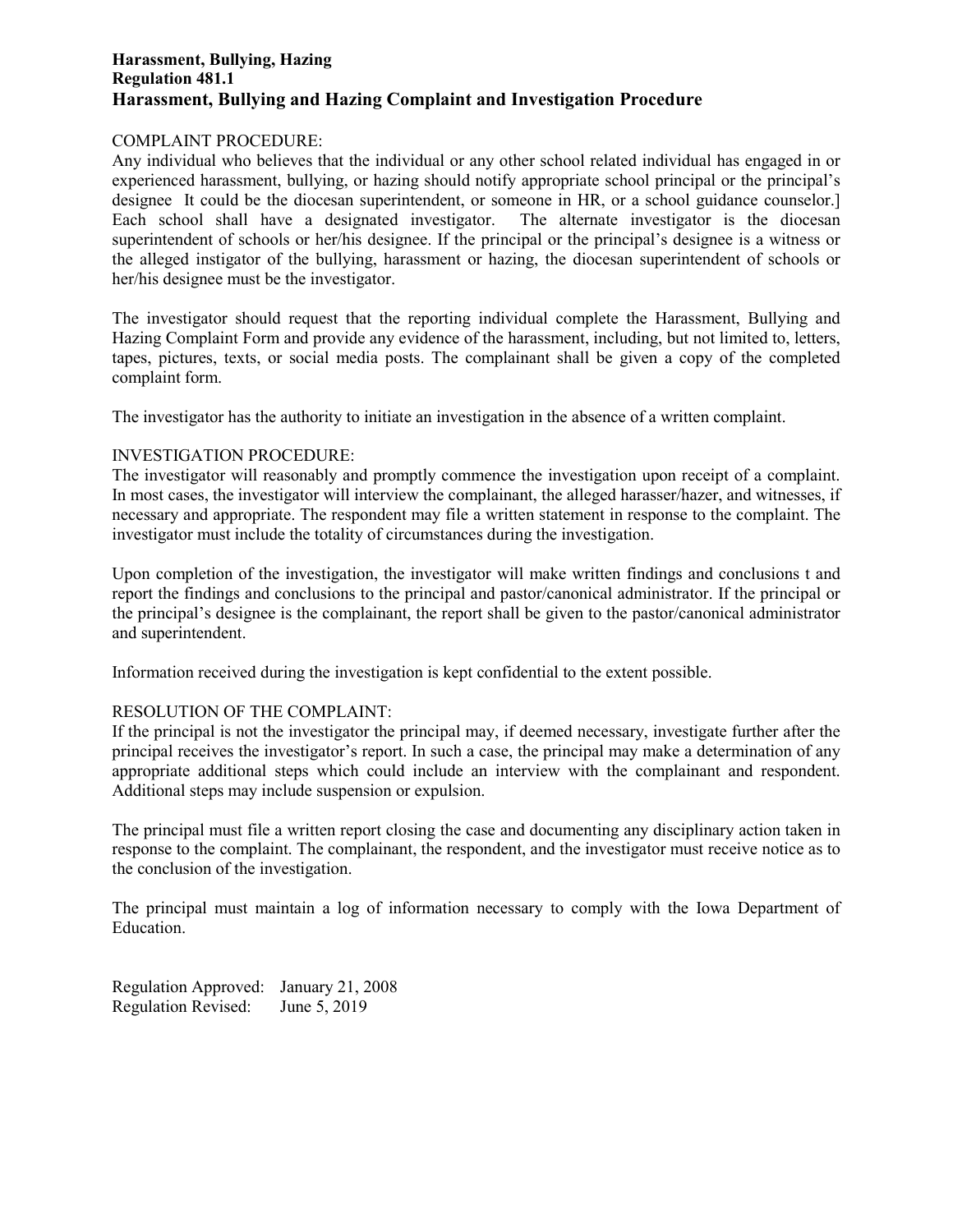**Harassment, Bullying, Hazing**
**Regulation 481.1**
## Harassment, Bullying and Hazing Complaint and Investigation Procedure

COMPLAINT PROCEDURE:
Any individual who believes that the individual or any other school related individual has engaged in or experienced harassment, bullying, or hazing should notify appropriate school principal or the principal's designee It could be the diocesan superintendent, or someone in HR, or a school guidance counselor.] Each school shall have a designated investigator. The alternate investigator is the diocesan superintendent of schools or her/his designee. If the principal or the principal's designee is a witness or the alleged instigator of the bullying, harassment or hazing, the diocesan superintendent of schools or her/his designee must be the investigator.

The investigator should request that the reporting individual complete the Harassment, Bullying and Hazing Complaint Form and provide any evidence of the harassment, including, but not limited to, letters, tapes, pictures, texts, or social media posts. The complainant shall be given a copy of the completed complaint form.

The investigator has the authority to initiate an investigation in the absence of a written complaint.

INVESTIGATION PROCEDURE:
The investigator will reasonably and promptly commence the investigation upon receipt of a complaint. In most cases, the investigator will interview the complainant, the alleged harasser/hazer, and witnesses, if necessary and appropriate. The respondent may file a written statement in response to the complaint. The investigator must include the totality of circumstances during the investigation.

Upon completion of the investigation, the investigator will make written findings and conclusions t and report the findings and conclusions to the principal and pastor/canonical administrator. If the principal or the principal's designee is the complainant, the report shall be given to the pastor/canonical administrator and superintendent.

Information received during the investigation is kept confidential to the extent possible.

RESOLUTION OF THE COMPLAINT:
If the principal is not the investigator the principal may, if deemed necessary, investigate further after the principal receives the investigator's report. In such a case, the principal may make a determination of any appropriate additional steps which could include an interview with the complainant and respondent. Additional steps may include suspension or expulsion.

The principal must file a written report closing the case and documenting any disciplinary action taken in response to the complaint. The complainant, the respondent, and the investigator must receive notice as to the conclusion of the investigation.

The principal must maintain a log of information necessary to comply with the Iowa Department of Education.

Regulation Approved: January 21, 2008
Regulation Revised: June 5, 2019